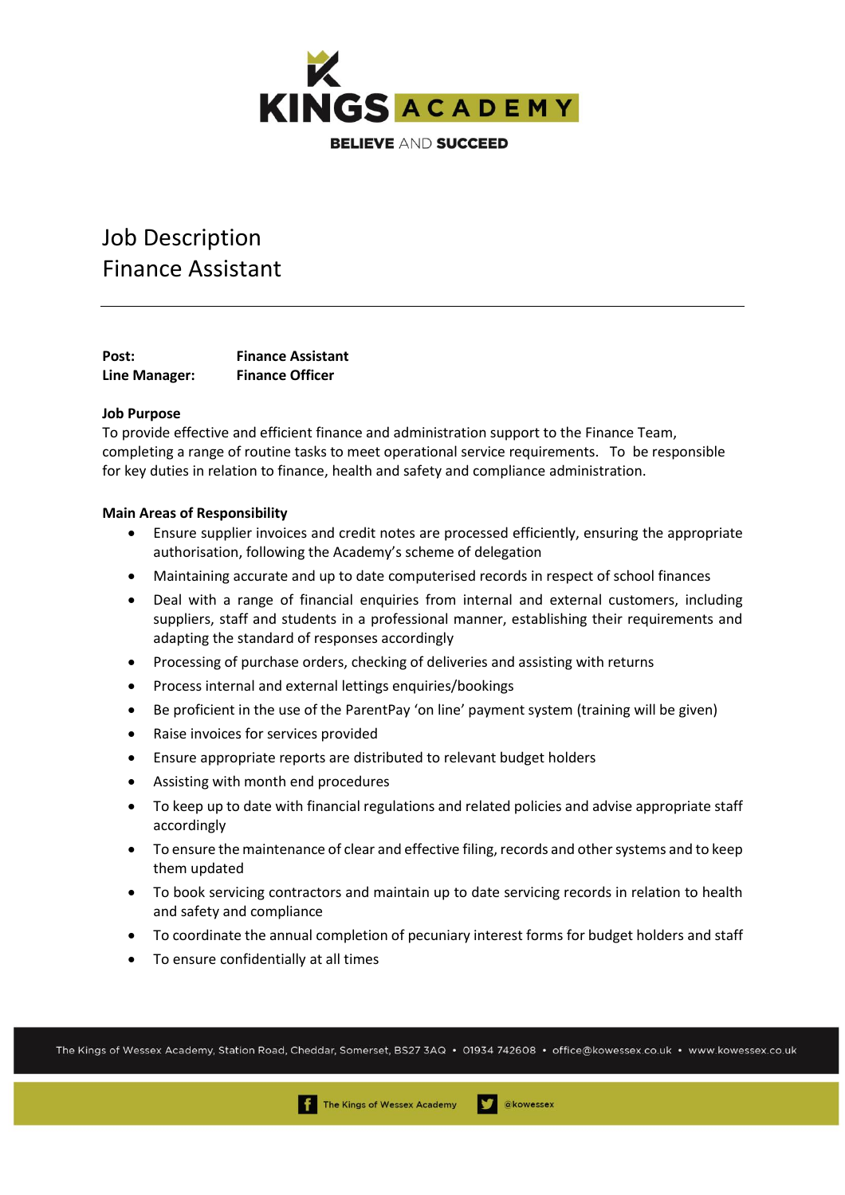KINGS ACADEMY

BELIEVE AND SUCCEED

# Job Description
# Finance Assistant

---

**Post:** **Finance Assistant**
**Line Manager:** **Finance Officer**

**Job Purpose**

To provide effective and efficient finance and administration support to the Finance Team, completing a range of routine tasks to meet operational service requirements. To be responsible for key duties in relation to finance, health and safety and compliance administration.

**Main Areas of Responsibility**

- Ensure supplier invoices and credit notes are processed efficiently, ensuring the appropriate authorisation, following the Academy's scheme of delegation
- Maintaining accurate and up to date computerised records in respect of school finances
- Deal with a range of financial enquiries from internal and external customers, including suppliers, staff and students in a professional manner, establishing their requirements and adapting the standard of responses accordingly
- Processing of purchase orders, checking of deliveries and assisting with returns
- Process internal and external lettings enquiries/bookings
- Be proficient in the use of the ParentPay 'on line' payment system (training will be given)
- Raise invoices for services provided
- Ensure appropriate reports are distributed to relevant budget holders
- Assisting with month end procedures
- To keep up to date with financial regulations and related policies and advise appropriate staff accordingly
- To ensure the maintenance of clear and effective filing, records and other systems and to keep them updated
- To book servicing contractors and maintain up to date servicing records in relation to health and safety and compliance
- To coordinate the annual completion of pecuniary interest forms for budget holders and staff
- To ensure confidentially at all times

The Kings of Wessex Academy, Station Road, Cheddar, Somerset, BS27 3AQ • 01934 742608 • office@kowessex.co.uk • www.kowessex.co.uk

The Kings of Wessex Academy @kowessex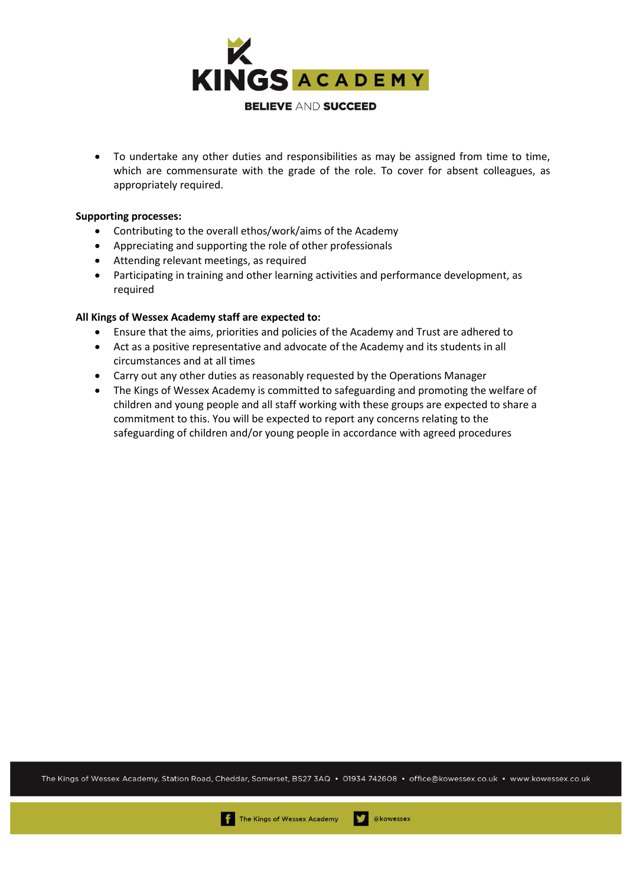- To undertake any other duties and responsibilities as may be assigned from time to time, which are commensurate with the grade of the role. To cover for absent colleagues, as appropriately required.

**Supporting processes:**

- Contributing to the overall ethos/work/aims of the Academy
- Appreciating and supporting the role of other professionals
- Attending relevant meetings, as required
- Participating in training and other learning activities and performance development, as required

**All Kings of Wessex Academy staff are expected to:**

- Ensure that the aims, priorities and policies of the Academy and Trust are adhered to
- Act as a positive representative and advocate of the Academy and its students in all circumstances and at all times
- Carry out any other duties as reasonably requested by the Operations Manager
- The Kings of Wessex Academy is committed to safeguarding and promoting the welfare of children and young people and all staff working with these groups are expected to share a commitment to this. You will be expected to report any concerns relating to the safeguarding of children and/or young people in accordance with agreed procedures